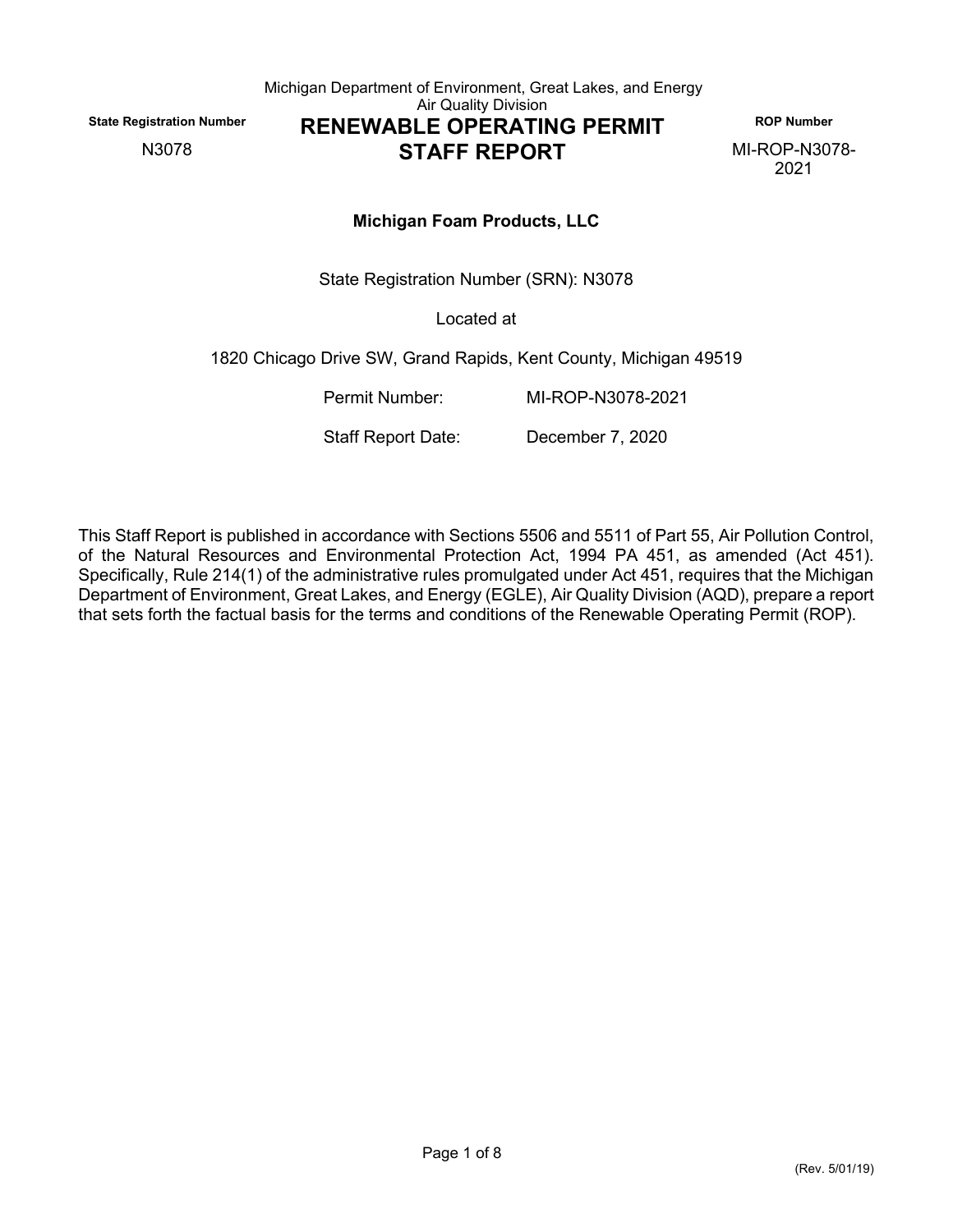Michigan Department of Environment, Great Lakes, and Energy
Air Quality Division

**State Registration Number**
N3078

# RENEWABLE OPERATING PERMIT STAFF REPORT

**ROP Number**
MI-ROP-N3078-2021

**Michigan Foam Products, LLC**

State Registration Number (SRN): N3078

Located at

1820 Chicago Drive SW, Grand Rapids, Kent County, Michigan 49519

Permit Number: MI-ROP-N3078-2021

Staff Report Date: December 7, 2020

This Staff Report is published in accordance with Sections 5506 and 5511 of Part 55, Air Pollution Control, of the Natural Resources and Environmental Protection Act, 1994 PA 451, as amended (Act 451). Specifically, Rule 214(1) of the administrative rules promulgated under Act 451, requires that the Michigan Department of Environment, Great Lakes, and Energy (EGLE), Air Quality Division (AQD), prepare a report that sets forth the factual basis for the terms and conditions of the Renewable Operating Permit (ROP).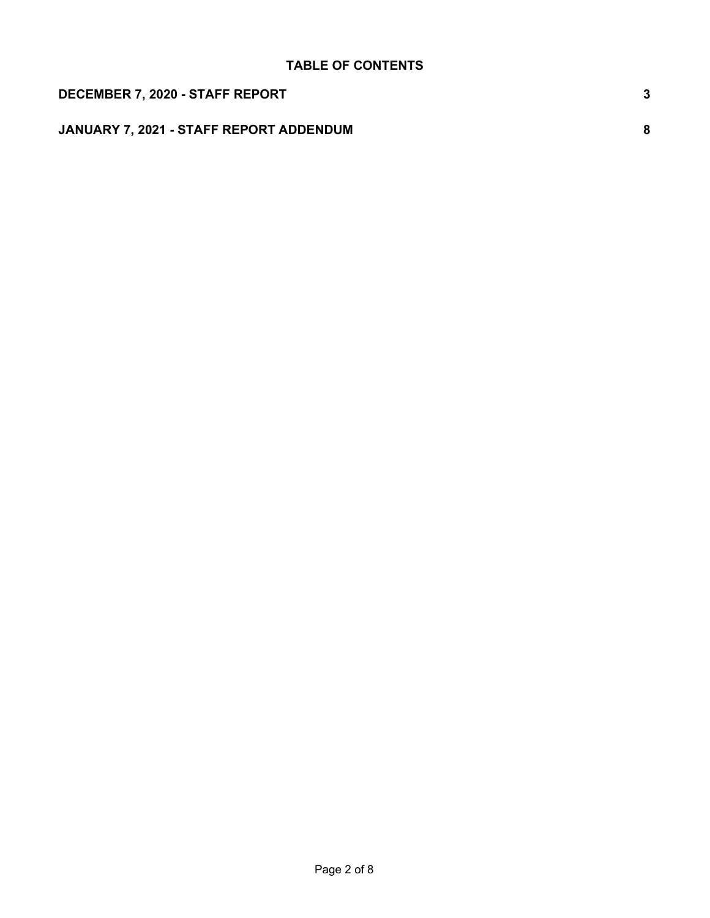## TABLE OF CONTENTS

| | |
|---|---|
| **DECEMBER 7, 2020 - STAFF REPORT** | **3** |
| **JANUARY 7, 2021 - STAFF REPORT ADDENDUM** | **8** |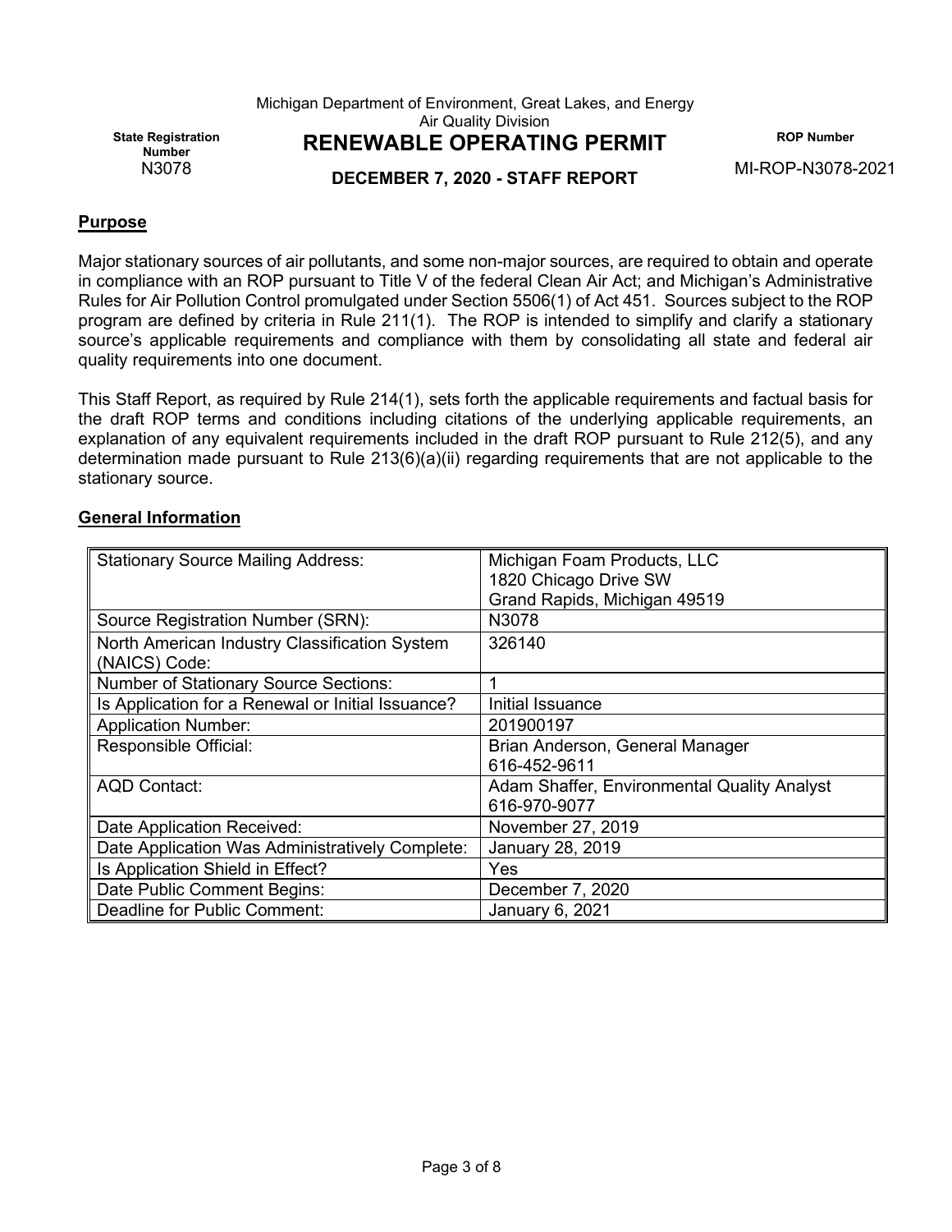Michigan Department of Environment, Great Lakes, and Energy
Air Quality Division

**State Registration Number**
N3078

# RENEWABLE OPERATING PERMIT

**ROP Number**
MI-ROP-N3078-2021

**DECEMBER 7, 2020 - STAFF REPORT**

## Purpose

Major stationary sources of air pollutants, and some non-major sources, are required to obtain and operate in compliance with an ROP pursuant to Title V of the federal Clean Air Act; and Michigan's Administrative Rules for Air Pollution Control promulgated under Section 5506(1) of Act 451. Sources subject to the ROP program are defined by criteria in Rule 211(1). The ROP is intended to simplify and clarify a stationary source's applicable requirements and compliance with them by consolidating all state and federal air quality requirements into one document.

This Staff Report, as required by Rule 214(1), sets forth the applicable requirements and factual basis for the draft ROP terms and conditions including citations of the underlying applicable requirements, an explanation of any equivalent requirements included in the draft ROP pursuant to Rule 212(5), and any determination made pursuant to Rule 213(6)(a)(ii) regarding requirements that are not applicable to the stationary source.

## General Information

| | |
|---|---|
| Stationary Source Mailing Address: | Michigan Foam Products, LLC<br>1820 Chicago Drive SW<br>Grand Rapids, Michigan 49519 |
| Source Registration Number (SRN): | N3078 |
| North American Industry Classification System (NAICS) Code: | 326140 |
| Number of Stationary Source Sections: | 1 |
| Is Application for a Renewal or Initial Issuance? | Initial Issuance |
| Application Number: | 201900197 |
| Responsible Official: | Brian Anderson, General Manager<br>616-452-9611 |
| AQD Contact: | Adam Shaffer, Environmental Quality Analyst<br>616-970-9077 |
| Date Application Received: | November 27, 2019 |
| Date Application Was Administratively Complete: | January 28, 2019 |
| Is Application Shield in Effect? | Yes |
| Date Public Comment Begins: | December 7, 2020 |
| Deadline for Public Comment: | January 6, 2021 |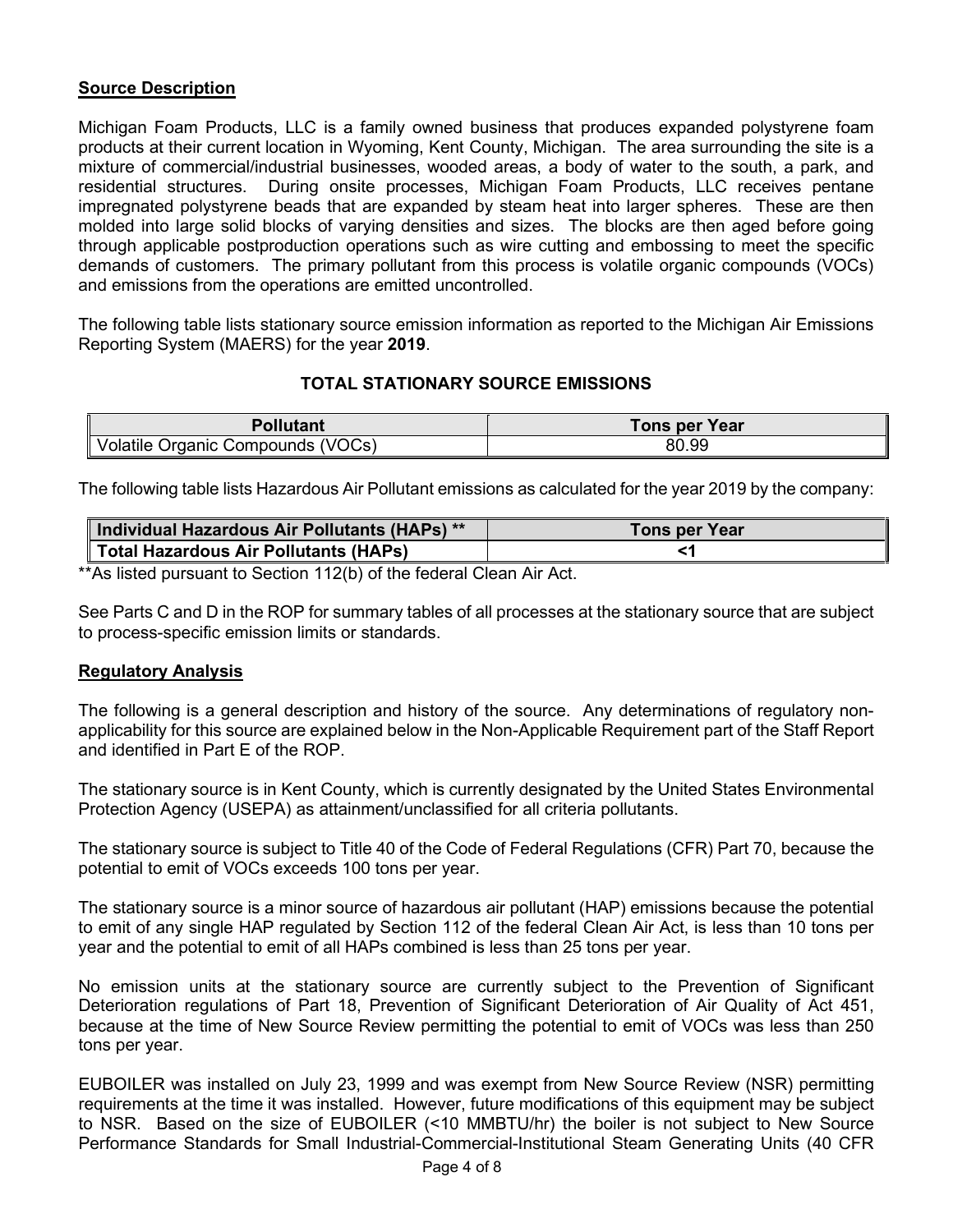**Source Description**

Michigan Foam Products, LLC is a family owned business that produces expanded polystyrene foam products at their current location in Wyoming, Kent County, Michigan. The area surrounding the site is a mixture of commercial/industrial businesses, wooded areas, a body of water to the south, a park, and residential structures. During onsite processes, Michigan Foam Products, LLC receives pentane impregnated polystyrene beads that are expanded by steam heat into larger spheres. These are then molded into large solid blocks of varying densities and sizes. The blocks are then aged before going through applicable postproduction operations such as wire cutting and embossing to meet the specific demands of customers. The primary pollutant from this process is volatile organic compounds (VOCs) and emissions from the operations are emitted uncontrolled.

The following table lists stationary source emission information as reported to the Michigan Air Emissions Reporting System (MAERS) for the year **2019**.

**TOTAL STATIONARY SOURCE EMISSIONS**

| Pollutant | Tons per Year |
|---|---|
| Volatile Organic Compounds (VOCs) | 80.99 |

The following table lists Hazardous Air Pollutant emissions as calculated for the year 2019 by the company:

| Individual Hazardous Air Pollutants (HAPs) ** | Tons per Year |
|---|---|
| **Total Hazardous Air Pollutants (HAPs)** | **<1** |

**As listed pursuant to Section 112(b) of the federal Clean Air Act.

See Parts C and D in the ROP for summary tables of all processes at the stationary source that are subject to process-specific emission limits or standards.

**Regulatory Analysis**

The following is a general description and history of the source. Any determinations of regulatory non-applicability for this source are explained below in the Non-Applicable Requirement part of the Staff Report and identified in Part E of the ROP.

The stationary source is in Kent County, which is currently designated by the United States Environmental Protection Agency (USEPA) as attainment/unclassified for all criteria pollutants.

The stationary source is subject to Title 40 of the Code of Federal Regulations (CFR) Part 70, because the potential to emit of VOCs exceeds 100 tons per year.

The stationary source is a minor source of hazardous air pollutant (HAP) emissions because the potential to emit of any single HAP regulated by Section 112 of the federal Clean Air Act, is less than 10 tons per year and the potential to emit of all HAPs combined is less than 25 tons per year.

No emission units at the stationary source are currently subject to the Prevention of Significant Deterioration regulations of Part 18, Prevention of Significant Deterioration of Air Quality of Act 451, because at the time of New Source Review permitting the potential to emit of VOCs was less than 250 tons per year.

EUBOILER was installed on July 23, 1999 and was exempt from New Source Review (NSR) permitting requirements at the time it was installed. However, future modifications of this equipment may be subject to NSR. Based on the size of EUBOILER (<10 MMBTU/hr) the boiler is not subject to New Source Performance Standards for Small Industrial-Commercial-Institutional Steam Generating Units (40 CFR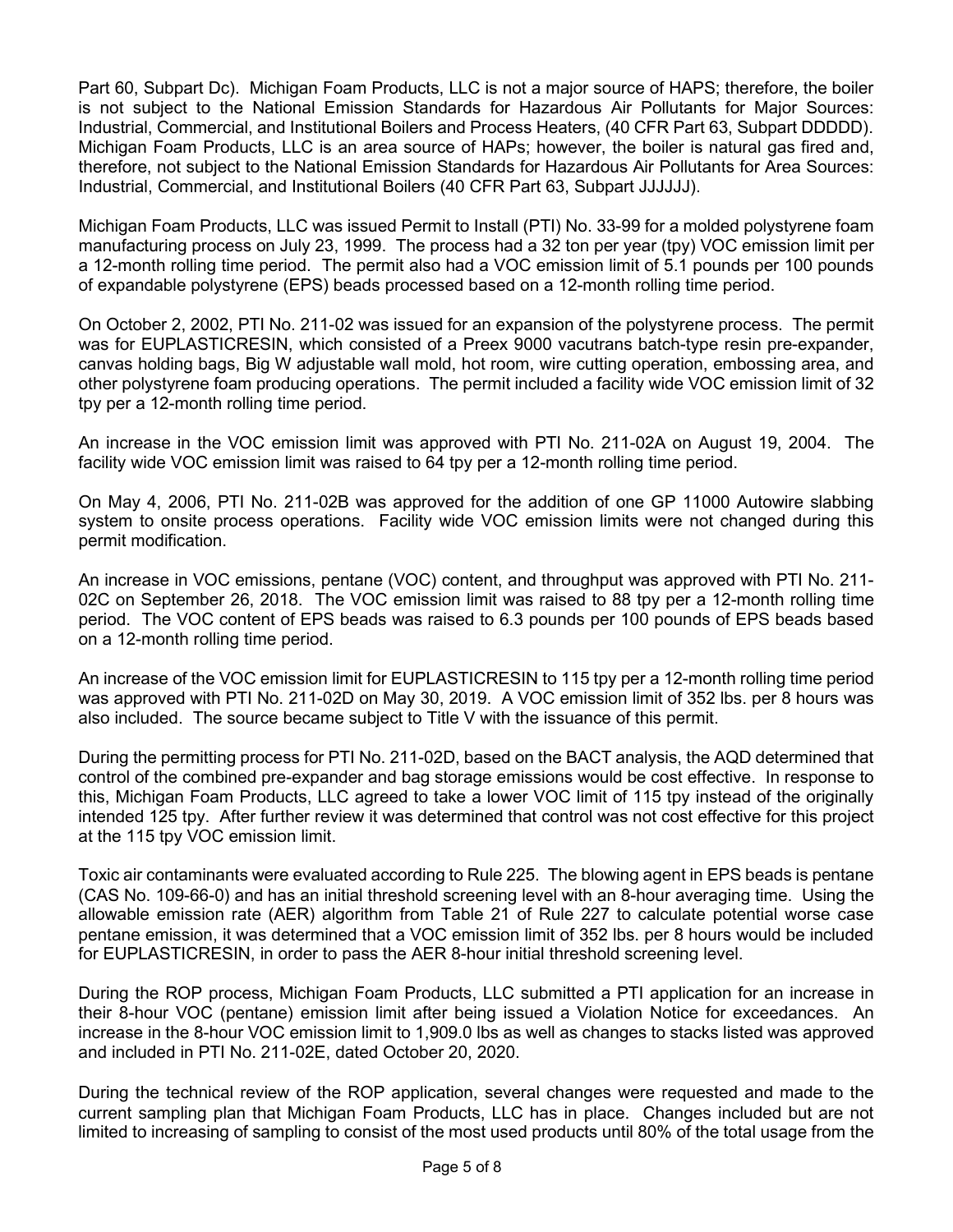Part 60, Subpart Dc). Michigan Foam Products, LLC is not a major source of HAPS; therefore, the boiler is not subject to the National Emission Standards for Hazardous Air Pollutants for Major Sources: Industrial, Commercial, and Institutional Boilers and Process Heaters, (40 CFR Part 63, Subpart DDDDD). Michigan Foam Products, LLC is an area source of HAPs; however, the boiler is natural gas fired and, therefore, not subject to the National Emission Standards for Hazardous Air Pollutants for Area Sources: Industrial, Commercial, and Institutional Boilers (40 CFR Part 63, Subpart JJJJJJ).

Michigan Foam Products, LLC was issued Permit to Install (PTI) No. 33-99 for a molded polystyrene foam manufacturing process on July 23, 1999. The process had a 32 ton per year (tpy) VOC emission limit per a 12-month rolling time period. The permit also had a VOC emission limit of 5.1 pounds per 100 pounds of expandable polystyrene (EPS) beads processed based on a 12-month rolling time period.

On October 2, 2002, PTI No. 211-02 was issued for an expansion of the polystyrene process. The permit was for EUPLASTICRESIN, which consisted of a Preex 9000 vacutrans batch-type resin pre-expander, canvas holding bags, Big W adjustable wall mold, hot room, wire cutting operation, embossing area, and other polystyrene foam producing operations. The permit included a facility wide VOC emission limit of 32 tpy per a 12-month rolling time period.

An increase in the VOC emission limit was approved with PTI No. 211-02A on August 19, 2004. The facility wide VOC emission limit was raised to 64 tpy per a 12-month rolling time period.

On May 4, 2006, PTI No. 211-02B was approved for the addition of one GP 11000 Autowire slabbing system to onsite process operations. Facility wide VOC emission limits were not changed during this permit modification.

An increase in VOC emissions, pentane (VOC) content, and throughput was approved with PTI No. 211-02C on September 26, 2018. The VOC emission limit was raised to 88 tpy per a 12-month rolling time period. The VOC content of EPS beads was raised to 6.3 pounds per 100 pounds of EPS beads based on a 12-month rolling time period.

An increase of the VOC emission limit for EUPLASTICRESIN to 115 tpy per a 12-month rolling time period was approved with PTI No. 211-02D on May 30, 2019. A VOC emission limit of 352 lbs. per 8 hours was also included. The source became subject to Title V with the issuance of this permit.

During the permitting process for PTI No. 211-02D, based on the BACT analysis, the AQD determined that control of the combined pre-expander and bag storage emissions would be cost effective. In response to this, Michigan Foam Products, LLC agreed to take a lower VOC limit of 115 tpy instead of the originally intended 125 tpy. After further review it was determined that control was not cost effective for this project at the 115 tpy VOC emission limit.

Toxic air contaminants were evaluated according to Rule 225. The blowing agent in EPS beads is pentane (CAS No. 109-66-0) and has an initial threshold screening level with an 8-hour averaging time. Using the allowable emission rate (AER) algorithm from Table 21 of Rule 227 to calculate potential worse case pentane emission, it was determined that a VOC emission limit of 352 lbs. per 8 hours would be included for EUPLASTICRESIN, in order to pass the AER 8-hour initial threshold screening level.

During the ROP process, Michigan Foam Products, LLC submitted a PTI application for an increase in their 8-hour VOC (pentane) emission limit after being issued a Violation Notice for exceedances. An increase in the 8-hour VOC emission limit to 1,909.0 lbs as well as changes to stacks listed was approved and included in PTI No. 211-02E, dated October 20, 2020.

During the technical review of the ROP application, several changes were requested and made to the current sampling plan that Michigan Foam Products, LLC has in place. Changes included but are not limited to increasing of sampling to consist of the most used products until 80% of the total usage from the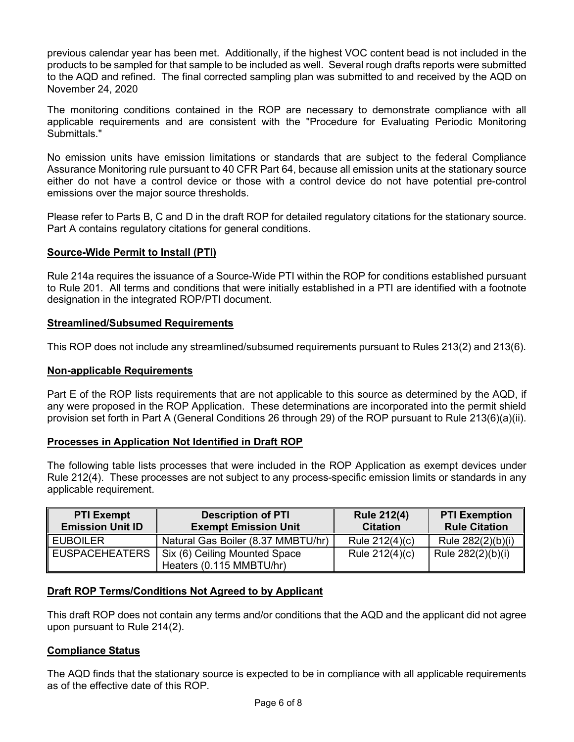previous calendar year has been met. Additionally, if the highest VOC content bead is not included in the products to be sampled for that sample to be included as well. Several rough drafts reports were submitted to the AQD and refined. The final corrected sampling plan was submitted to and received by the AQD on November 24, 2020

The monitoring conditions contained in the ROP are necessary to demonstrate compliance with all applicable requirements and are consistent with the "Procedure for Evaluating Periodic Monitoring Submittals."

No emission units have emission limitations or standards that are subject to the federal Compliance Assurance Monitoring rule pursuant to 40 CFR Part 64, because all emission units at the stationary source either do not have a control device or those with a control device do not have potential pre-control emissions over the major source thresholds.

Please refer to Parts B, C and D in the draft ROP for detailed regulatory citations for the stationary source. Part A contains regulatory citations for general conditions.

**Source-Wide Permit to Install (PTI)**

Rule 214a requires the issuance of a Source-Wide PTI within the ROP for conditions established pursuant to Rule 201. All terms and conditions that were initially established in a PTI are identified with a footnote designation in the integrated ROP/PTI document.

**Streamlined/Subsumed Requirements**

This ROP does not include any streamlined/subsumed requirements pursuant to Rules 213(2) and 213(6).

**Non-applicable Requirements**

Part E of the ROP lists requirements that are not applicable to this source as determined by the AQD, if any were proposed in the ROP Application. These determinations are incorporated into the permit shield provision set forth in Part A (General Conditions 26 through 29) of the ROP pursuant to Rule 213(6)(a)(ii).

**Processes in Application Not Identified in Draft ROP**

The following table lists processes that were included in the ROP Application as exempt devices under Rule 212(4). These processes are not subject to any process-specific emission limits or standards in any applicable requirement.

| PTI Exempt Emission Unit ID | Description of PTI Exempt Emission Unit | Rule 212(4) Citation | PTI Exemption Rule Citation |
|---|---|---|---|
| EUBOILER | Natural Gas Boiler (8.37 MMBTU/hr) | Rule 212(4)(c) | Rule 282(2)(b)(i) |
| EUSPACEHEATERS | Six (6) Ceiling Mounted Space Heaters (0.115 MMBTU/hr) | Rule 212(4)(c) | Rule 282(2)(b)(i) |

**Draft ROP Terms/Conditions Not Agreed to by Applicant**

This draft ROP does not contain any terms and/or conditions that the AQD and the applicant did not agree upon pursuant to Rule 214(2).

**Compliance Status**

The AQD finds that the stationary source is expected to be in compliance with all applicable requirements as of the effective date of this ROP.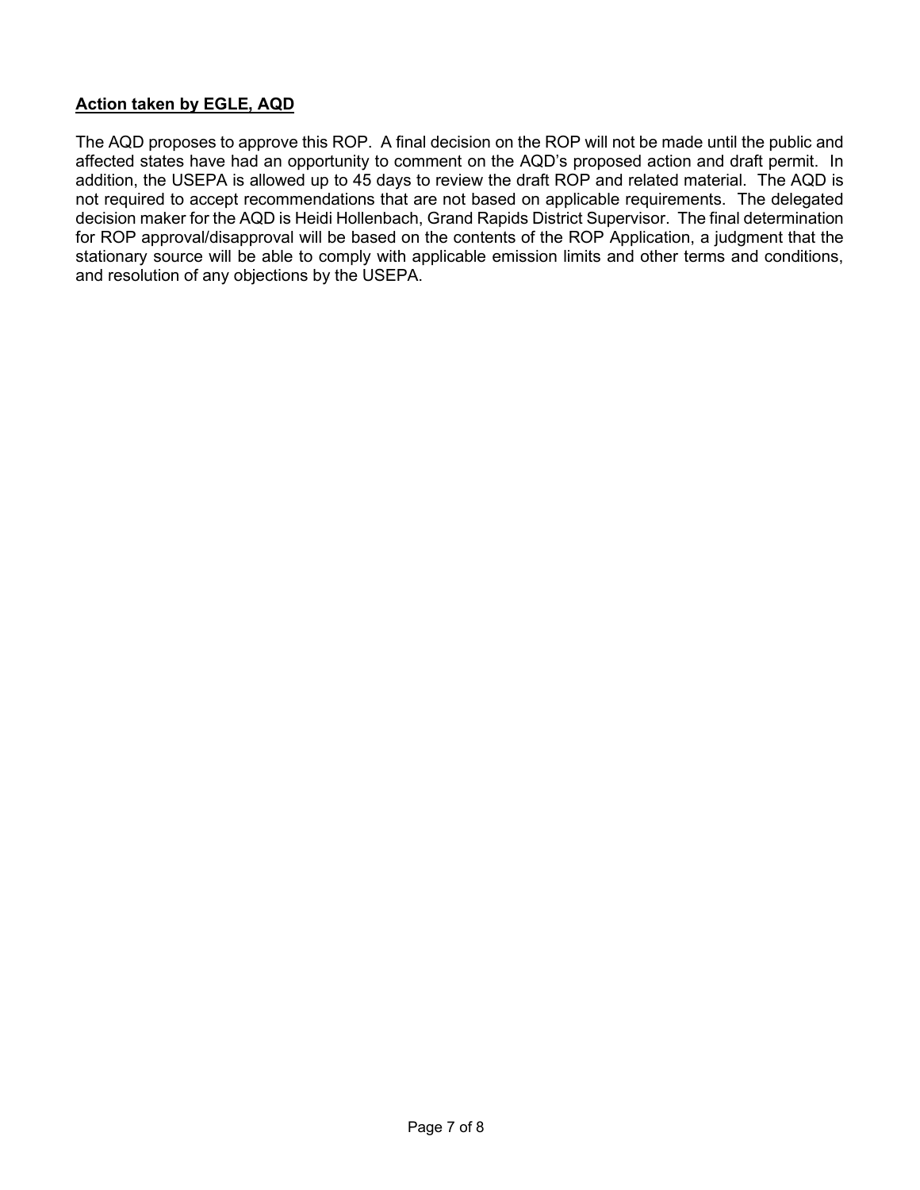**Action taken by EGLE, AQD**

The AQD proposes to approve this ROP. A final decision on the ROP will not be made until the public and affected states have had an opportunity to comment on the AQD's proposed action and draft permit. In addition, the USEPA is allowed up to 45 days to review the draft ROP and related material. The AQD is not required to accept recommendations that are not based on applicable requirements. The delegated decision maker for the AQD is Heidi Hollenbach, Grand Rapids District Supervisor. The final determination for ROP approval/disapproval will be based on the contents of the ROP Application, a judgment that the stationary source will be able to comply with applicable emission limits and other terms and conditions, and resolution of any objections by the USEPA.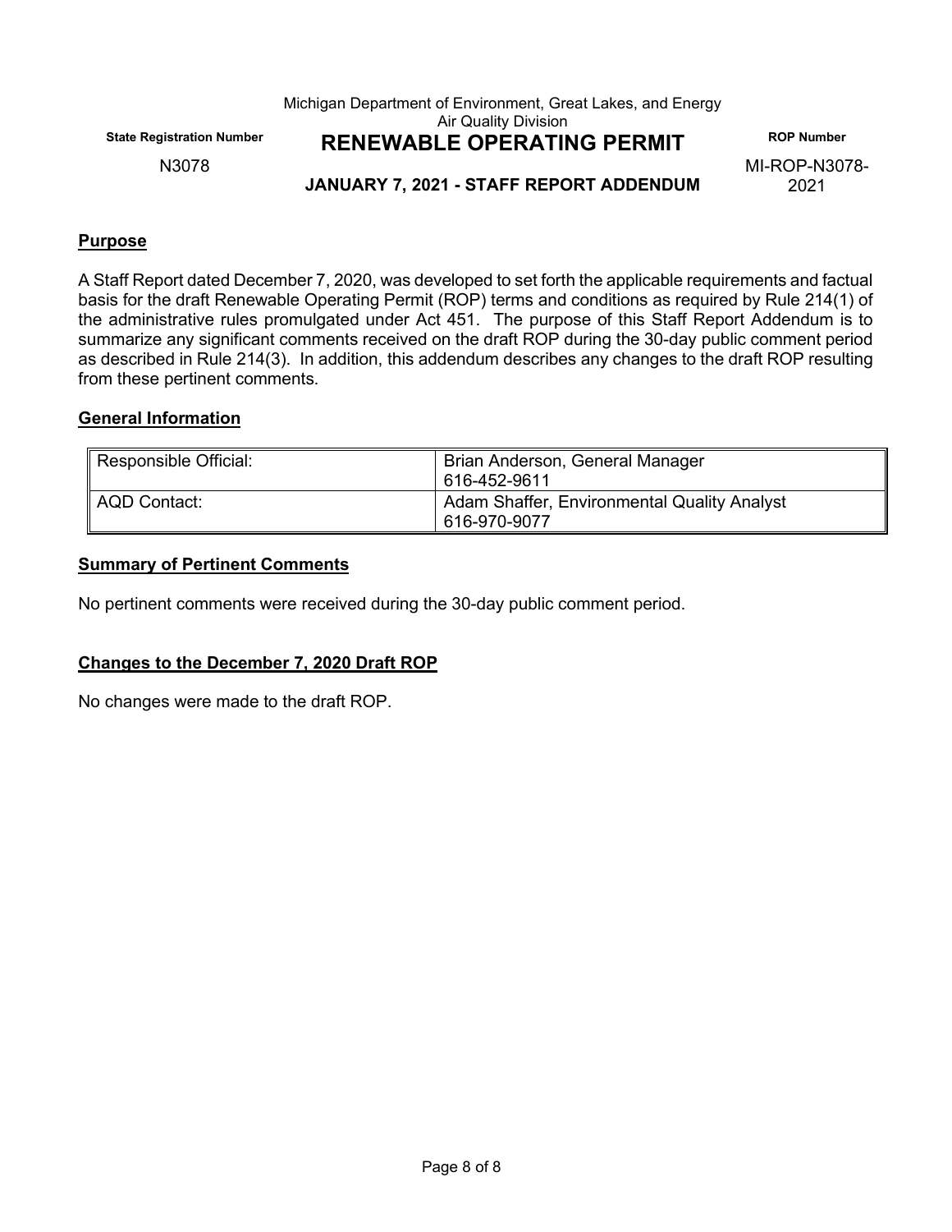Michigan Department of Environment, Great Lakes, and Energy
Air Quality Division

| State Registration Number | RENEWABLE OPERATING PERMIT | ROP Number |
|---|---|---|
| N3078 | JANUARY 7, 2021 - STAFF REPORT ADDENDUM | MI-ROP-N3078-2021 |

## Purpose

A Staff Report dated December 7, 2020, was developed to set forth the applicable requirements and factual basis for the draft Renewable Operating Permit (ROP) terms and conditions as required by Rule 214(1) of the administrative rules promulgated under Act 451. The purpose of this Staff Report Addendum is to summarize any significant comments received on the draft ROP during the 30-day public comment period as described in Rule 214(3). In addition, this addendum describes any changes to the draft ROP resulting from these pertinent comments.

## General Information

| | |
|---|---|
| Responsible Official: | Brian Anderson, General Manager<br>616-452-9611 |
| AQD Contact: | Adam Shaffer, Environmental Quality Analyst<br>616-970-9077 |

## Summary of Pertinent Comments

No pertinent comments were received during the 30-day public comment period.

## Changes to the December 7, 2020 Draft ROP

No changes were made to the draft ROP.